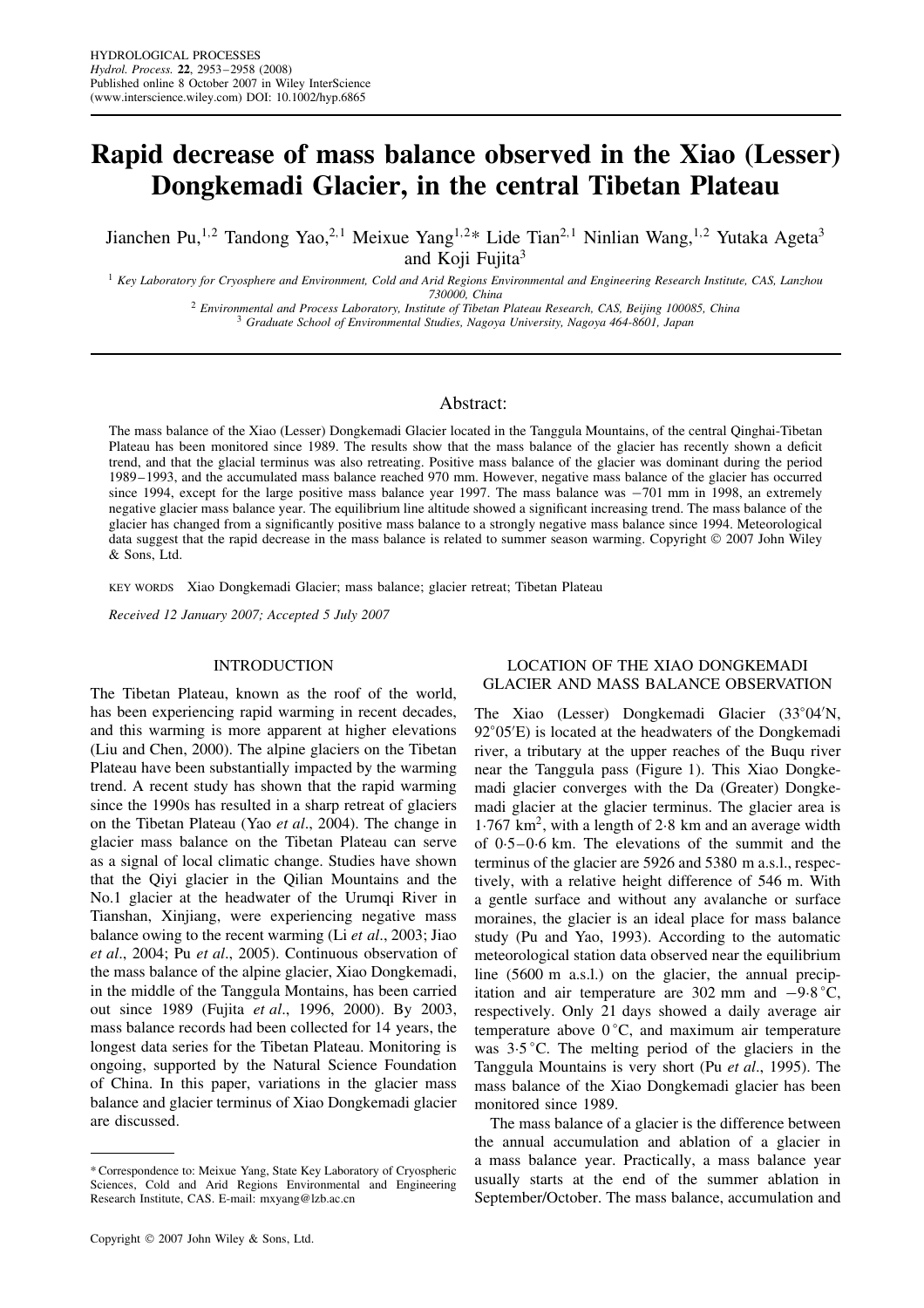# Rapid decrease of mass balance observed in the Xiao (Lesser) Dongkemadi Glacier, in the central Tibetan Plateau

Jianchen Pu,[1,2] Tandong Yao,[2,1] Meixue Yang[1,2]* Lide Tian[2,1] Ninlian Wang,[1,2] Yutaka Ageta[3] and Koji Fujita[3]

[1] *Key Laboratory for Cryosphere and Environment, Cold and Arid Regions Environmental and Engineering Research Institute, CAS, Lanzhou 730000, China*
[2] *Environmental and Process Laboratory, Institute of Tibetan Plateau Research, CAS, Beijing 100085, China*
[3] *Graduate School of Environmental Studies, Nagoya University, Nagoya 464-8601, Japan*

## Abstract:

The mass balance of the Xiao (Lesser) Dongkemadi Glacier located in the Tanggula Mountains, of the central Qinghai-Tibetan Plateau has been monitored since 1989. The results show that the mass balance of the glacier has recently shown a deficit trend, and that the glacial terminus was also retreating. Positive mass balance of the glacier was dominant during the period 1989–1993, and the accumulated mass balance reached 970 mm. However, negative mass balance of the glacier has occurred since 1994, except for the large positive mass balance year 1997. The mass balance was −701 mm in 1998, an extremely negative glacier mass balance year. The equilibrium line altitude showed a significant increasing trend. The mass balance of the glacier has changed from a significantly positive mass balance to a strongly negative mass balance since 1994. Meteorological data suggest that the rapid decrease in the mass balance is related to summer season warming. Copyright © 2007 John Wiley & Sons, Ltd.

KEY WORDS Xiao Dongkemadi Glacier; mass balance; glacier retreat; Tibetan Plateau

*Received 12 January 2007; Accepted 5 July 2007*

## INTRODUCTION

The Tibetan Plateau, known as the roof of the world, has been experiencing rapid warming in recent decades, and this warming is more apparent at higher elevations (Liu and Chen, 2000). The alpine glaciers on the Tibetan Plateau have been substantially impacted by the warming trend. A recent study has shown that the rapid warming since the 1990s has resulted in a sharp retreat of glaciers on the Tibetan Plateau (Yao *et al*., 2004). The change in glacier mass balance on the Tibetan Plateau can serve as a signal of local climatic change. Studies have shown that the Qiyi glacier in the Qilian Mountains and the No.1 glacier at the headwater of the Urumqi River in Tianshan, Xinjiang, were experiencing negative mass balance owing to the recent warming (Li *et al*., 2003; Jiao *et al*., 2004; Pu *et al*., 2005). Continuous observation of the mass balance of the alpine glacier, Xiao Dongkemadi, in the middle of the Tanggula Montains, has been carried out since 1989 (Fujita *et al*., 1996, 2000). By 2003, mass balance records had been collected for 14 years, the longest data series for the Tibetan Plateau. Monitoring is ongoing, supported by the Natural Science Foundation of China. In this paper, variations in the glacier mass balance and glacier terminus of Xiao Dongkemadi glacier are discussed.

## LOCATION OF THE XIAO DONGKEMADI GLACIER AND MASS BALANCE OBSERVATION

The Xiao (Lesser) Dongkemadi Glacier (33°04′N, 92°05′E) is located at the headwaters of the Dongkemadi river, a tributary at the upper reaches of the Buqu river near the Tanggula pass (Figure 1). This Xiao Dongkemadi glacier converges with the Da (Greater) Dongkemadi glacier at the glacier terminus. The glacier area is 1·767 km$^2$, with a length of 2·8 km and an average width of 0·5–0·6 km. The elevations of the summit and the terminus of the glacier are 5926 and 5380 m a.s.l., respectively, with a relative height difference of 546 m. With a gentle surface and without any avalanche or surface moraines, the glacier is an ideal place for mass balance study (Pu and Yao, 1993). According to the automatic meteorological station data observed near the equilibrium line (5600 m a.s.l.) on the glacier, the annual precipitation and air temperature are 302 mm and −9·8 °C, respectively. Only 21 days showed a daily average air temperature above 0 °C, and maximum air temperature was 3·5 °C. The melting period of the glaciers in the Tanggula Mountains is very short (Pu *et al*., 1995). The mass balance of the Xiao Dongkemadi glacier has been monitored since 1989.

The mass balance of a glacier is the difference between the annual accumulation and ablation of a glacier in a mass balance year. Practically, a mass balance year usually starts at the end of the summer ablation in September/October. The mass balance, accumulation and

---

\* Correspondence to: Meixue Yang, State Key Laboratory of Cryospheric Sciences, Cold and Arid Regions Environmental and Engineering Research Institute, CAS. E-mail: mxyang@lzb.ac.cn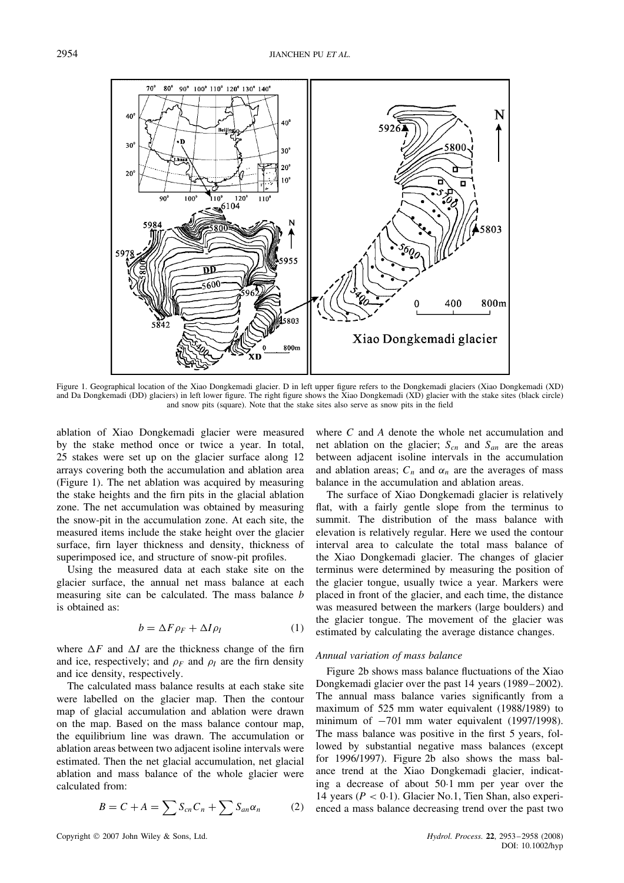Figure 1. Geographical location of the Xiao Dongkemadi glacier. D in left upper figure refers to the Dongkemadi glaciers (Xiao Dongkemadi (XD) and Da Dongkemadi (DD) glaciers) in left lower figure. The right figure shows the Xiao Dongkemadi (XD) glacier with the stake sites (black circle) and snow pits (square). Note that the stake sites also serve as snow pits in the field

ablation of Xiao Dongkemadi glacier were measured by the stake method once or twice a year. In total, 25 stakes were set up on the glacier surface along 12 arrays covering both the accumulation and ablation area (Figure 1). The net ablation was acquired by measuring the stake heights and the firn pits in the glacial ablation zone. The net accumulation was obtained by measuring the snow-pit in the accumulation zone. At each site, the measured items include the stake height over the glacier surface, firn layer thickness and density, thickness of superimposed ice, and structure of snow-pit profiles.

Using the measured data at each stake site on the glacier surface, the annual net mass balance at each measuring site can be calculated. The mass balance $b$ is obtained as:

$$b = \Delta F \rho_F + \Delta I \rho_I \tag{1}$$

where $\Delta F$ and $\Delta I$ are the thickness change of the firn and ice, respectively; and $\rho_F$ and $\rho_I$ are the firn density and ice density, respectively.

The calculated mass balance results at each stake site were labelled on the glacier map. Then the contour map of glacial accumulation and ablation were drawn on the map. Based on the mass balance contour map, the equilibrium line was drawn. The accumulation or ablation areas between two adjacent isoline intervals were estimated. Then the net glacial accumulation, net glacial ablation and mass balance of the whole glacier were calculated from:

$$B = C + A = \sum S_{cn} C_n + \sum S_{an} \alpha_n \tag{2}$$

where $C$ and $A$ denote the whole net accumulation and net ablation on the glacier; $S_{cn}$ and $S_{an}$ are the areas between adjacent isoline intervals in the accumulation and ablation areas; $C_n$ and $\alpha_n$ are the averages of mass balance in the accumulation and ablation areas.

The surface of Xiao Dongkemadi glacier is relatively flat, with a fairly gentle slope from the terminus to summit. The distribution of the mass balance with elevation is relatively regular. Here we used the contour interval area to calculate the total mass balance of the Xiao Dongkemadi glacier. The changes of glacier terminus were determined by measuring the position of the glacier tongue, usually twice a year. Markers were placed in front of the glacier, and each time, the distance was measured between the markers (large boulders) and the glacier tongue. The movement of the glacier was estimated by calculating the average distance changes.

### *Annual variation of mass balance*

Figure 2b shows mass balance fluctuations of the Xiao Dongkemadi glacier over the past 14 years (1989–2002). The annual mass balance varies significantly from a maximum of 525 mm water equivalent (1988/1989) to minimum of −701 mm water equivalent (1997/1998). The mass balance was positive in the first 5 years, followed by substantial negative mass balances (except for 1996/1997). Figure 2b also shows the mass balance trend at the Xiao Dongkemadi glacier, indicating a decrease of about 50·1 mm per year over the 14 years ($P < 0{\cdot}1$). Glacier No.1, Tien Shan, also experienced a mass balance decreasing trend over the past two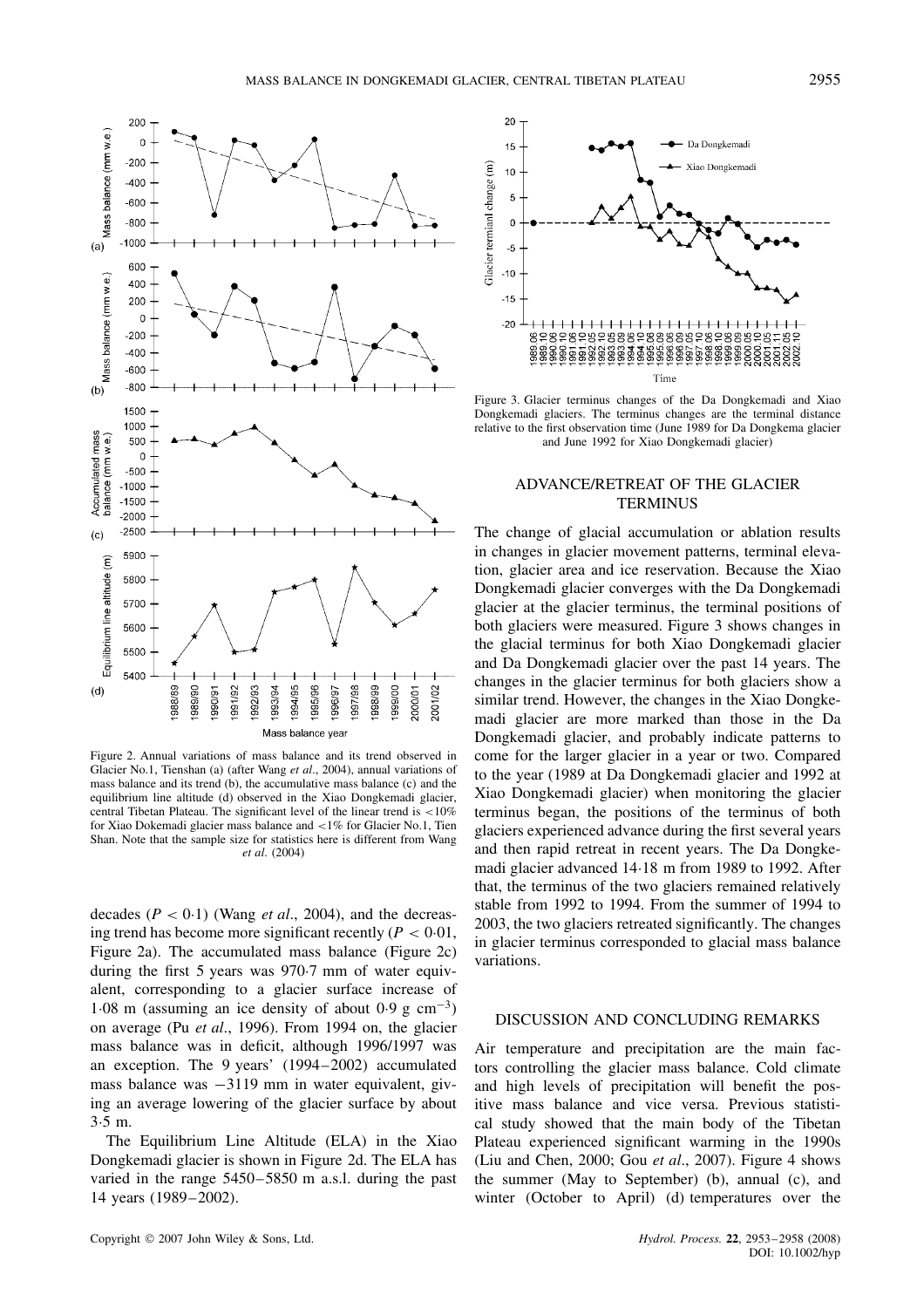Figure 2. Annual variations of mass balance and its trend observed in Glacier No.1, Tienshan (a) (after Wang *et al*., 2004), annual variations of mass balance and its trend (b), the accumulative mass balance (c) and the equilibrium line altitude (d) observed in the Xiao Dongkemadi glacier, central Tibetan Plateau. The significant level of the linear trend is <10% for Xiao Dokemadi glacier mass balance and <1% for Glacier No.1, Tien Shan. Note that the sample size for statistics here is different from Wang *et al*. (2004)

decades ($P < 0.1$) (Wang *et al*., 2004), and the decreasing trend has become more significant recently ($P < 0.01$, Figure 2a). The accumulated mass balance (Figure 2c) during the first 5 years was 970·7 mm of water equivalent, corresponding to a glacier surface increase of 1·08 m (assuming an ice density of about 0·9 g $cm^{-3}$) on average (Pu *et al*., 1996). From 1994 on, the glacier mass balance was in deficit, although 1996/1997 was an exception. The 9 years' (1994–2002) accumulated mass balance was −3119 mm in water equivalent, giving an average lowering of the glacier surface by about 3·5 m.

The Equilibrium Line Altitude (ELA) in the Xiao Dongkemadi glacier is shown in Figure 2d. The ELA has varied in the range 5450–5850 m a.s.l. during the past 14 years (1989–2002).

Figure 3. Glacier terminus changes of the Da Dongkemadi and Xiao Dongkemadi glaciers. The terminus changes are the terminal distance relative to the first observation time (June 1989 for Da Dongkema glacier and June 1992 for Xiao Dongkemadi glacier)

## ADVANCE/RETREAT OF THE GLACIER TERMINUS

The change of glacial accumulation or ablation results in changes in glacier movement patterns, terminal elevation, glacier area and ice reservation. Because the Xiao Dongkemadi glacier converges with the Da Dongkemadi glacier at the glacier terminus, the terminal positions of both glaciers were measured. Figure 3 shows changes in the glacial terminus for both Xiao Dongkemadi glacier and Da Dongkemadi glacier over the past 14 years. The changes in the glacier terminus for both glaciers show a similar trend. However, the changes in the Xiao Dongkemadi glacier are more marked than those in the Da Dongkemadi glacier, and probably indicate patterns to come for the larger glacier in a year or two. Compared to the year (1989 at Da Dongkemadi glacier and 1992 at Xiao Dongkemadi glacier) when monitoring the glacier terminus began, the positions of the terminus of both glaciers experienced advance during the first several years and then rapid retreat in recent years. The Da Dongkemadi glacier advanced 14·18 m from 1989 to 1992. After that, the terminus of the two glaciers remained relatively stable from 1992 to 1994. From the summer of 1994 to 2003, the two glaciers retreated significantly. The changes in glacier terminus corresponded to glacial mass balance variations.

## DISCUSSION AND CONCLUDING REMARKS

Air temperature and precipitation are the main factors controlling the glacier mass balance. Cold climate and high levels of precipitation will benefit the positive mass balance and vice versa. Previous statistical study showed that the main body of the Tibetan Plateau experienced significant warming in the 1990s (Liu and Chen, 2000; Gou *et al*., 2007). Figure 4 shows the summer (May to September) (b), annual (c), and winter (October to April) (d) temperatures over the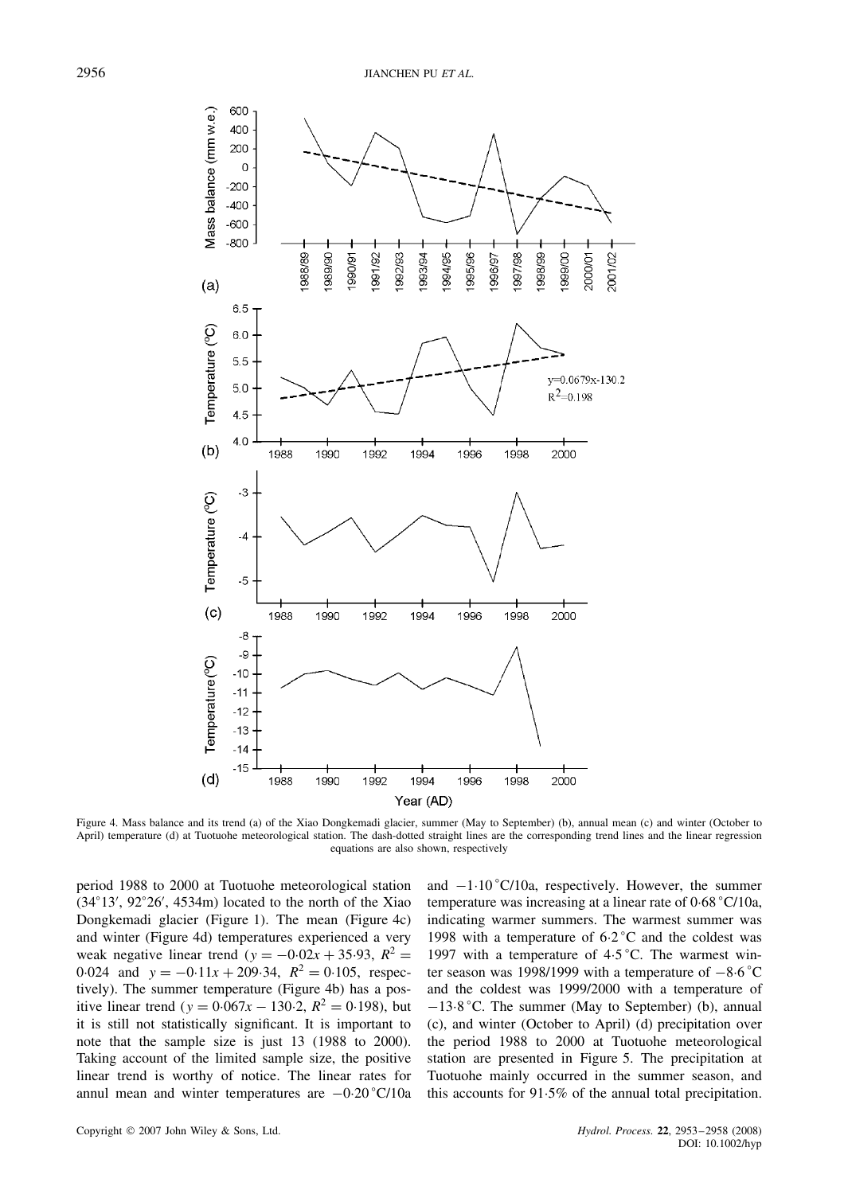Figure 4. Mass balance and its trend (a) of the Xiao Dongkemadi glacier, summer (May to September) (b), annual mean (c) and winter (October to April) temperature (d) at Tuotuohe meteorological station. The dash-dotted straight lines are the corresponding trend lines and the linear regression equations are also shown, respectively

period 1988 to 2000 at Tuotuohe meteorological station (34°13′, 92°26′, 4534m) located to the north of the Xiao Dongkemadi glacier (Figure 1). The mean (Figure 4c) and winter (Figure 4d) temperatures experienced a very weak negative linear trend ($y = -0{\cdot}02x + 35{\cdot}93$, $R^2 = 0{\cdot}024$ and $y = -0{\cdot}11x + 209{\cdot}34$, $R^2 = 0{\cdot}105$, respectively). The summer temperature (Figure 4b) has a positive linear trend ($y = 0{\cdot}067x - 130{\cdot}2$, $R^2 = 0{\cdot}198$), but it is still not statistically significant. It is important to note that the sample size is just 13 (1988 to 2000). Taking account of the limited sample size, the positive linear trend is worthy of notice. The linear rates for annul mean and winter temperatures are −0·20 °C/10a and −1·10 °C/10a, respectively. However, the summer temperature was increasing at a linear rate of 0·68 °C/10a, indicating warmer summers. The warmest summer was 1998 with a temperature of 6·2 °C and the coldest was 1997 with a temperature of 4·5 °C. The warmest winter season was 1998/1999 with a temperature of −8·6 °C and the coldest was 1999/2000 with a temperature of −13·8 °C. The summer (May to September) (b), annual (c), and winter (October to April) (d) precipitation over the period 1988 to 2000 at Tuotuohe meteorological station are presented in Figure 5. The precipitation at Tuotuohe mainly occurred in the summer season, and this accounts for 91·5% of the annual total precipitation.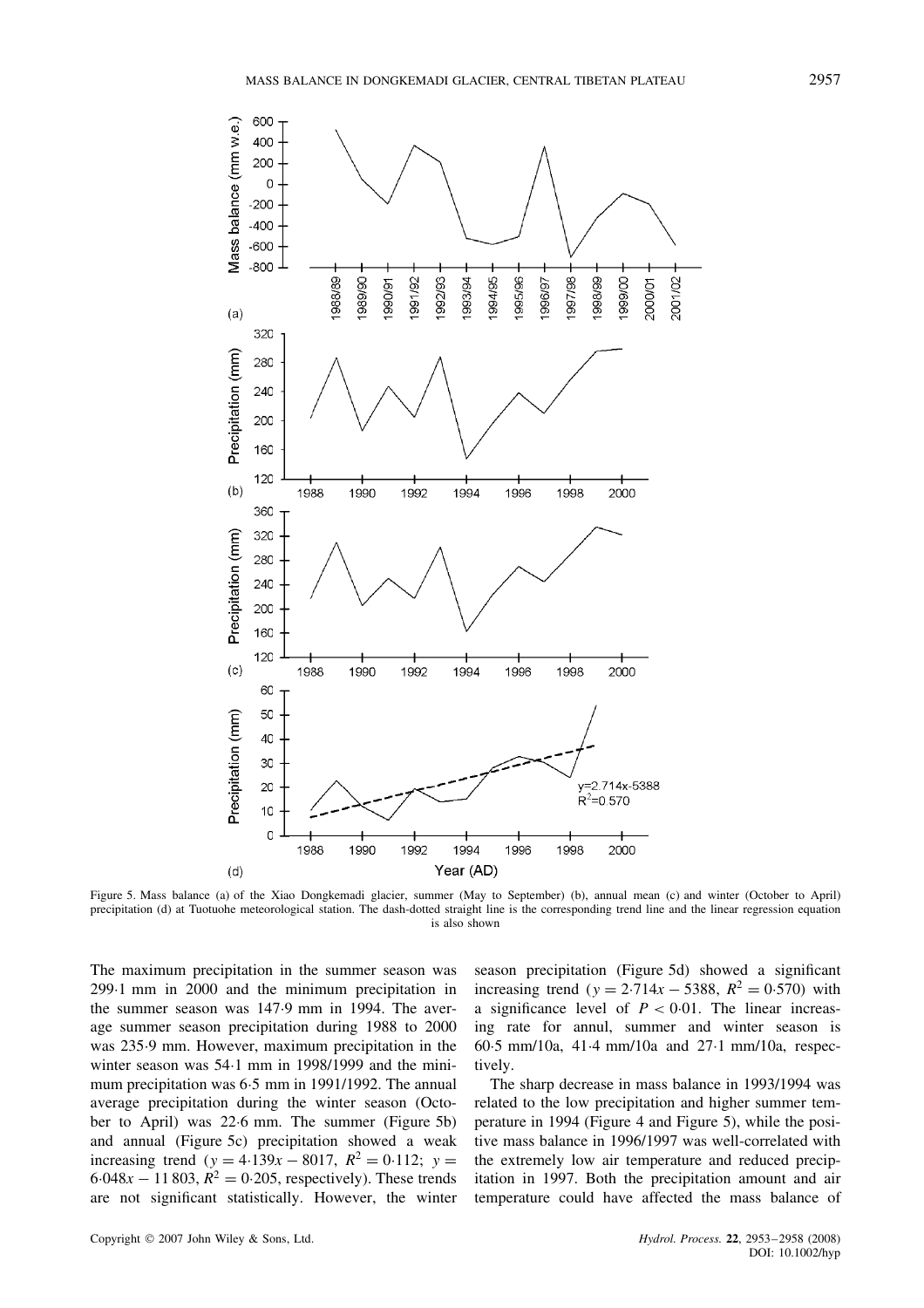Figure 5. Mass balance (a) of the Xiao Dongkemadi glacier, summer (May to September) (b), annual mean (c) and winter (October to April) precipitation (d) at Tuotuohe meteorological station. The dash-dotted straight line is the corresponding trend line and the linear regression equation is also shown

The maximum precipitation in the summer season was 299·1 mm in 2000 and the minimum precipitation in the summer season was 147·9 mm in 1994. The average summer season precipitation during 1988 to 2000 was 235·9 mm. However, maximum precipitation in the winter season was 54·1 mm in 1998/1999 and the minimum precipitation was 6·5 mm in 1991/1992. The annual average precipitation during the winter season (October to April) was 22·6 mm. The summer (Figure 5b) and annual (Figure 5c) precipitation showed a weak increasing trend ($y = 4{\cdot}139x - 8017$, $R^2 = 0{\cdot}112$; $y = 6{\cdot}048x - 11\,803$, $R^2 = 0{\cdot}205$, respectively). These trends are not significant statistically. However, the winter season precipitation (Figure 5d) showed a significant increasing trend ($y = 2{\cdot}714x - 5388$, $R^2 = 0{\cdot}570$) with a significance level of $P < 0{\cdot}01$. The linear increasing rate for annul, summer and winter season is 60·5 mm/10a, 41·4 mm/10a and 27·1 mm/10a, respectively.

The sharp decrease in mass balance in 1993/1994 was related to the low precipitation and higher summer temperature in 1994 (Figure 4 and Figure 5), while the positive mass balance in 1996/1997 was well-correlated with the extremely low air temperature and reduced precipitation in 1997. Both the precipitation amount and air temperature could have affected the mass balance of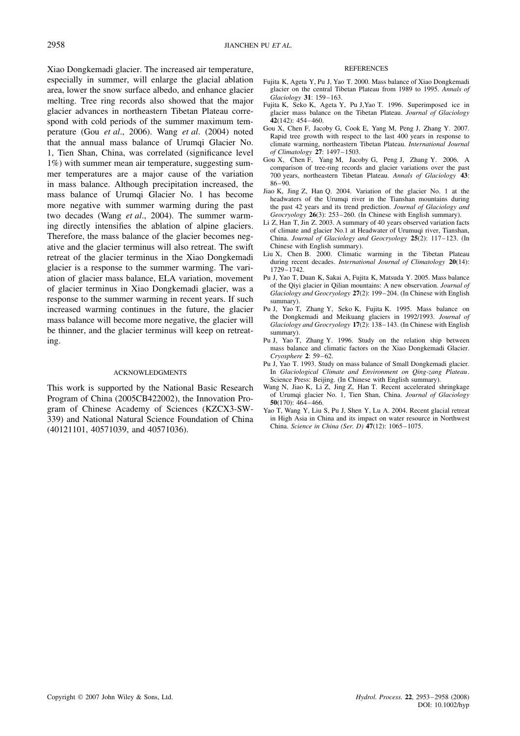Xiao Dongkemadi glacier. The increased air temperature, especially in summer, will enlarge the glacial ablation area, lower the snow surface albedo, and enhance glacier melting. Tree ring records also showed that the major glacier advances in northeastern Tibetan Plateau correspond with cold periods of the summer maximum temperature (Gou *et al*., 2006). Wang *et al*. (2004) noted that the annual mass balance of Urumqi Glacier No. 1, Tien Shan, China, was correlated (significance level 1%) with summer mean air temperature, suggesting summer temperatures are a major cause of the variation in mass balance. Although precipitation increased, the mass balance of Urumqi Glacier No. 1 has become more negative with summer warming during the past two decades (Wang *et al*., 2004). The summer warming directly intensifies the ablation of alpine glaciers. Therefore, the mass balance of the glacier becomes negative and the glacier terminus will also retreat. The swift retreat of the glacier terminus in the Xiao Dongkemadi glacier is a response to the summer warming. The variation of glacier mass balance, ELA variation, movement of glacier terminus in Xiao Dongkemadi glacier, was a response to the summer warming in recent years. If such increased warming continues in the future, the glacier mass balance will become more negative, the glacier will be thinner, and the glacier terminus will keep on retreating.

## ACKNOWLEDGMENTS

This work is supported by the National Basic Research Program of China (2005CB422002), the Innovation Program of Chinese Academy of Sciences (KZCX3-SW-339) and National Natural Science Foundation of China (40121101, 40571039, and 40571036).

## REFERENCES

Fujita K, Ageta Y, Pu J, Yao T. 2000. Mass balance of Xiao Dongkemadi glacier on the central Tibetan Plateau from 1989 to 1995. *Annals of Glaciology* **31**: 159–163.

Fujita K, Seko K, Ageta Y, Pu J,Yao T. 1996. Superimposed ice in glacier mass balance on the Tibetan Plateau. *Journal of Glaciology* **42**(142): 454–460.

Gou X, Chen F, Jacoby G, Cook E, Yang M, Peng J, Zhang Y. 2007. Rapid tree growth with respect to the last 400 years in response to climate warming, northeastern Tibetan Plateau. *International Journal of Climatology* **27**: 1497–1503.

Gou X, Chen F, Yang M, Jacoby G, Peng J, Zhang Y. 2006. A comparison of tree-ring records and glacier variations over the past 700 years, northeastern Tibetan Plateau. *Annals of Glaciology* **43**: 86–90.

Jiao K, Jing Z, Han Q. 2004. Variation of the glacier No. 1 at the headwaters of the Urumqi river in the Tianshan mountains during the past 42 years and its trend prediction. *Journal of Glaciology and Geocryology* **26**(3): 253–260. (In Chinese with English summary).

Li Z, Han T, Jin Z. 2003. A summary of 40 years observed variation facts of climate and glacier No.1 at Headwater of Urumuqi river, Tianshan, China. *Journal of Glaciology and Geocryology* **25**(2): 117–123. (In Chinese with English summary).

Liu X, Chen B. 2000. Climatic warming in the Tibetan Plateau during recent decades. *International Journal of Climatology* **20**(14): 1729–1742.

Pu J, Yao T, Duan K, Sakai A, Fujita K, Matsuda Y. 2005. Mass balance of the Qiyi glacier in Qilian mountains: A new observation. *Journal of Glaciology and Geocryology* **27**(2): 199–204. (In Chinese with English summary).

Pu J, Yao T, Zhang Y, Seko K, Fujita K. 1995. Mass balance on the Dongkemadi and Meikuang glaciers in 1992/1993. *Journal of Glaciology and Geocryology* **17**(2): 138–143. (In Chinese with English summary).

Pu J, Yao T, Zhang Y. 1996. Study on the relation ship between mass balance and climatic factors on the Xiao Dongkemadi Glacier. *Cryosphere* **2**: 59–62.

Pu J, Yao T. 1993. Study on mass balance of Small Dongkemadi glacier. In *Glaciological Climate and Environment on Qing-zang Plateau*. Science Press: Beijing. (In Chinese with English summary).

Wang N, Jiao K, Li Z, Jing Z, Han T. Recent accelerated shringkage of Urumqi glacier No. 1, Tien Shan, China. *Journal of Glaciology* **50**(170): 464–466.

Yao T, Wang Y, Liu S, Pu J, Shen Y, Lu A. 2004. Recent glacial retreat in High Asia in China and its impact on water resource in Northwest China. *Science in China (Ser. D)* **47**(12): 1065–1075.